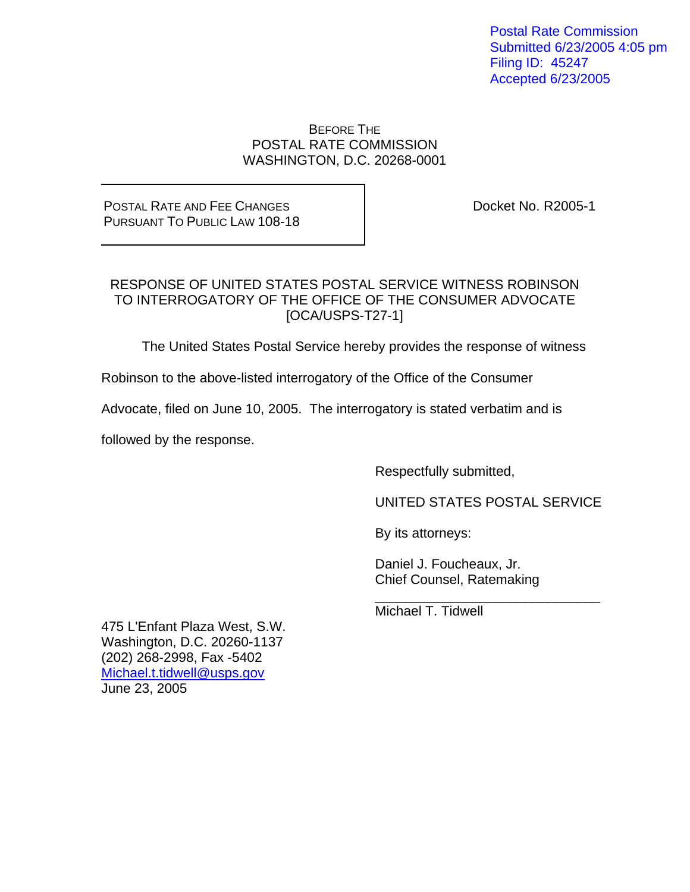Postal Rate Commission
Submitted 6/23/2005 4:05 pm
Filing ID: 45247
Accepted 6/23/2005

BEFORE THE
POSTAL RATE COMMISSION
WASHINGTON, D.C. 20268-0001

| POSTAL RATE AND FEE CHANGES PURSUANT TO PUBLIC LAW 108-18 | Docket No. R2005-1 |
| --- | --- |

RESPONSE OF UNITED STATES POSTAL SERVICE WITNESS ROBINSON
TO INTERROGATORY OF THE OFFICE OF THE CONSUMER ADVOCATE
[OCA/USPS-T27-1]

The United States Postal Service hereby provides the response of witness Robinson to the above-listed interrogatory of the Office of the Consumer Advocate, filed on June 10, 2005. The interrogatory is stated verbatim and is followed by the response.

Respectfully submitted,

UNITED STATES POSTAL SERVICE

By its attorneys:

Daniel J. Foucheaux, Jr.
Chief Counsel, Ratemaking

\_\_\_\_\_\_\_\_\_\_\_\_\_\_\_\_\_\_\_\_\_\_\_\_\_\_\_\_\_\_
Michael T. Tidwell

475 L'Enfant Plaza West, S.W.
Washington, D.C. 20260-1137
(202) 268-2998, Fax -5402
Michael.t.tidwell@usps.gov
June 23, 2005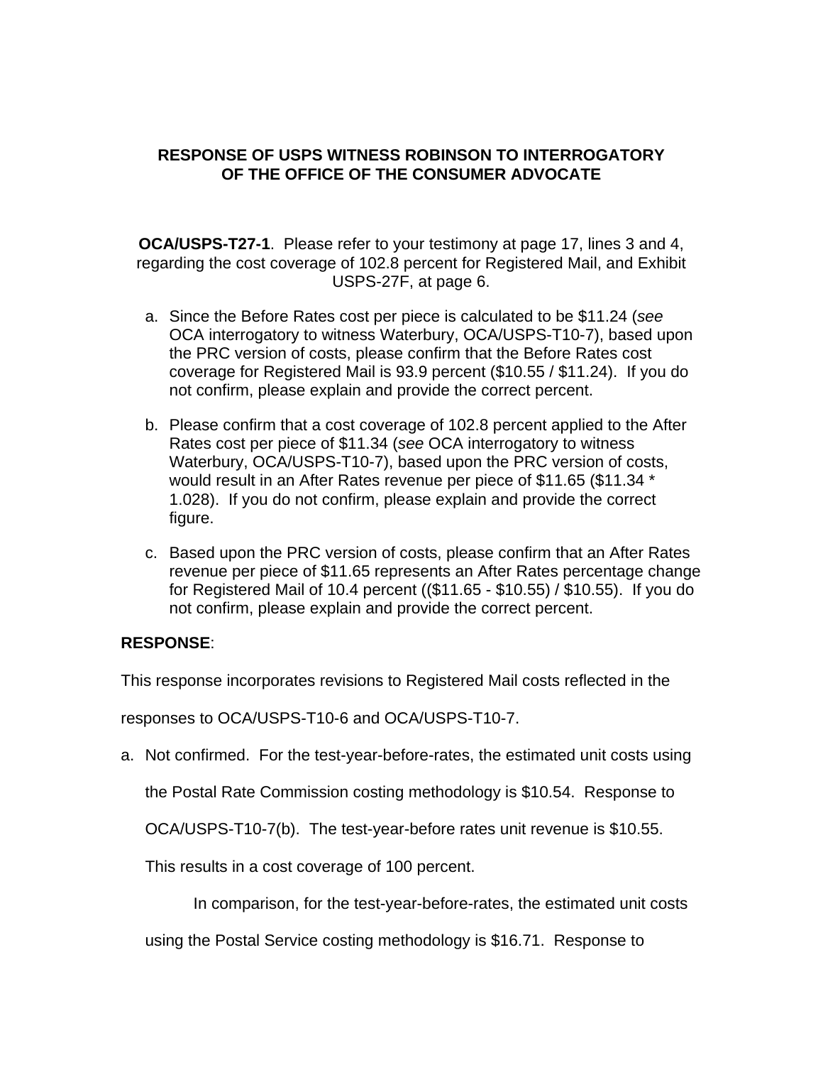## RESPONSE OF USPS WITNESS ROBINSON TO INTERROGATORY OF THE OFFICE OF THE CONSUMER ADVOCATE

**OCA/USPS-T27-1**. Please refer to your testimony at page 17, lines 3 and 4, regarding the cost coverage of 102.8 percent for Registered Mail, and Exhibit USPS-27F, at page 6.

a. Since the Before Rates cost per piece is calculated to be $11.24 (*see* OCA interrogatory to witness Waterbury, OCA/USPS-T10-7), based upon the PRC version of costs, please confirm that the Before Rates cost coverage for Registered Mail is 93.9 percent ($10.55 / $11.24). If you do not confirm, please explain and provide the correct percent.

b. Please confirm that a cost coverage of 102.8 percent applied to the After Rates cost per piece of $11.34 (*see* OCA interrogatory to witness Waterbury, OCA/USPS-T10-7), based upon the PRC version of costs, would result in an After Rates revenue per piece of $11.65 ($11.34 * 1.028). If you do not confirm, please explain and provide the correct figure.

c. Based upon the PRC version of costs, please confirm that an After Rates revenue per piece of $11.65 represents an After Rates percentage change for Registered Mail of 10.4 percent (($11.65 - $10.55) / $10.55). If you do not confirm, please explain and provide the correct percent.

**RESPONSE**:

This response incorporates revisions to Registered Mail costs reflected in the responses to OCA/USPS-T10-6 and OCA/USPS-T10-7.

a. Not confirmed. For the test-year-before-rates, the estimated unit costs using the Postal Rate Commission costing methodology is $10.54. Response to OCA/USPS-T10-7(b). The test-year-before rates unit revenue is $10.55. This results in a cost coverage of 100 percent.

   In comparison, for the test-year-before-rates, the estimated unit costs using the Postal Service costing methodology is $16.71. Response to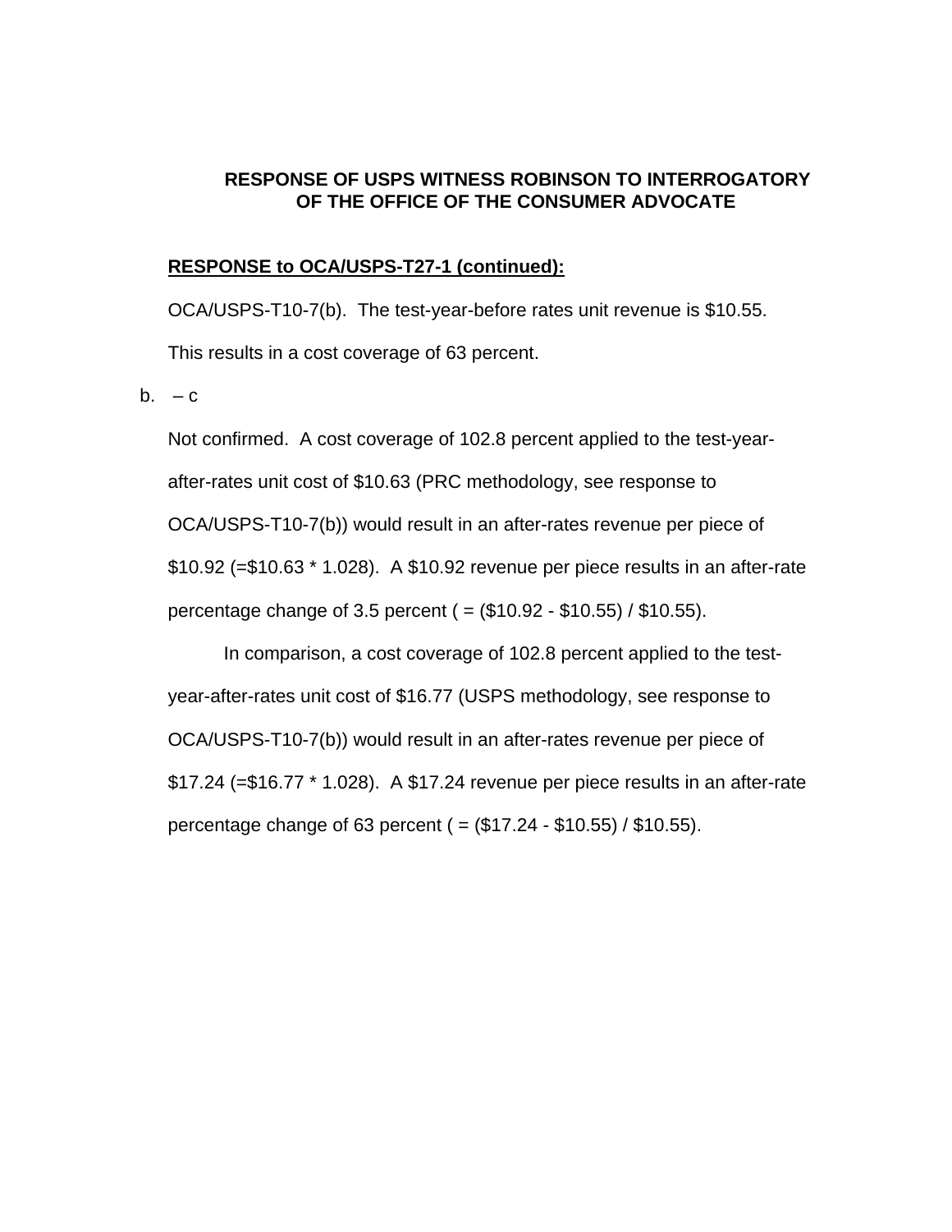### RESPONSE OF USPS WITNESS ROBINSON TO INTERROGATORY OF THE OFFICE OF THE CONSUMER ADVOCATE

**RESPONSE to OCA/USPS-T27-1 (continued):**

OCA/USPS-T10-7(b). The test-year-before rates unit revenue is $10.55. This results in a cost coverage of 63 percent.

b. – c

Not confirmed. A cost coverage of 102.8 percent applied to the test-year-after-rates unit cost of $10.63 (PRC methodology, see response to OCA/USPS-T10-7(b)) would result in an after-rates revenue per piece of $10.92 (=$10.63 * 1.028). A $10.92 revenue per piece results in an after-rate percentage change of 3.5 percent ( = ($10.92 - $10.55) / $10.55).

In comparison, a cost coverage of 102.8 percent applied to the test-year-after-rates unit cost of $16.77 (USPS methodology, see response to OCA/USPS-T10-7(b)) would result in an after-rates revenue per piece of $17.24 (=$16.77 * 1.028). A $17.24 revenue per piece results in an after-rate percentage change of 63 percent ( = ($17.24 - $10.55) / $10.55).